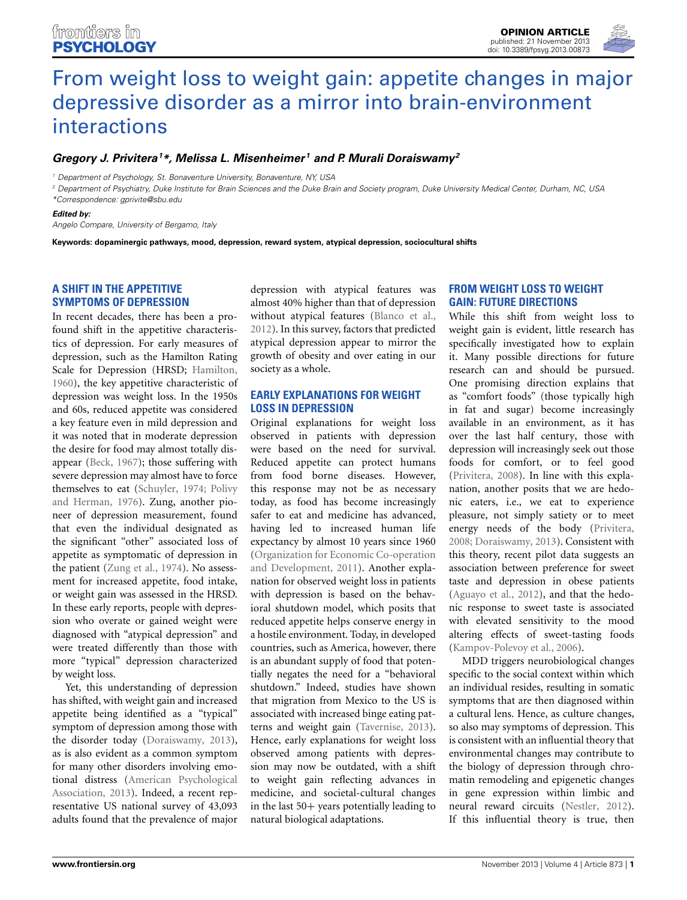# From weight loss to weight gain: appetite changes in major depressive disorder as a mirror into brain-environment interactions

***Gregory J. Privitera[1]\*, Melissa L. Misenheimer[1] and P. Murali Doraiswamy[2]***

[1] Department of Psychology, St. Bonaventure University, Bonaventure, NY, USA

[2] Department of Psychiatry, Duke Institute for Brain Sciences and the Duke Brain and Society program, Duke University Medical Center, Durham, NC, USA

*Correspondence: gprivite@sbu.edu

***Edited by:***

*Angelo Compare, University of Bergamo, Italy*

**Keywords: dopaminergic pathways, mood, depression, reward system, atypical depression, sociocultural shifts**

## A SHIFT IN THE APPETITIVE SYMPTOMS OF DEPRESSION

In recent decades, there has been a profound shift in the appetitive characteristics of depression. For early measures of depression, such as the Hamilton Rating Scale for Depression (HRSD; Hamilton, 1960), the key appetitive characteristic of depression was weight loss. In the 1950s and 60s, reduced appetite was considered a key feature even in mild depression and it was noted that in moderate depression the desire for food may almost totally disappear (Beck, 1967); those suffering with severe depression may almost have to force themselves to eat (Schuyler, 1974; Polivy and Herman, 1976). Zung, another pioneer of depression measurement, found that even the individual designated as the significant "other" associated loss of appetite as symptomatic of depression in the patient (Zung et al., 1974). No assessment for increased appetite, food intake, or weight gain was assessed in the HRSD. In these early reports, people with depression who overate or gained weight were diagnosed with "atypical depression" and were treated differently than those with more "typical" depression characterized by weight loss.

Yet, this understanding of depression has shifted, with weight gain and increased appetite being identified as a "typical" symptom of depression among those with the disorder today (Doraiswamy, 2013), as is also evident as a common symptom for many other disorders involving emotional distress (American Psychological Association, 2013). Indeed, a recent representative US national survey of 43,093 adults found that the prevalence of major depression with atypical features was almost 40% higher than that of depression without atypical features (Blanco et al., 2012). In this survey, factors that predicted atypical depression appear to mirror the growth of obesity and over eating in our society as a whole.

## EARLY EXPLANATIONS FOR WEIGHT LOSS IN DEPRESSION

Original explanations for weight loss observed in patients with depression were based on the need for survival. Reduced appetite can protect humans from food borne diseases. However, this response may not be as necessary today, as food has become increasingly safer to eat and medicine has advanced, having led to increased human life expectancy by almost 10 years since 1960 (Organization for Economic Co-operation and Development, 2011). Another explanation for observed weight loss in patients with depression is based on the behavioral shutdown model, which posits that reduced appetite helps conserve energy in a hostile environment. Today, in developed countries, such as America, however, there is an abundant supply of food that potentially negates the need for a "behavioral shutdown." Indeed, studies have shown that migration from Mexico to the US is associated with increased binge eating patterns and weight gain (Tavernise, 2013). Hence, early explanations for weight loss observed among patients with depression may now be outdated, with a shift to weight gain reflecting advances in medicine, and societal-cultural changes in the last 50+ years potentially leading to natural biological adaptations.

## FROM WEIGHT LOSS TO WEIGHT GAIN: FUTURE DIRECTIONS

While this shift from weight loss to weight gain is evident, little research has specifically investigated how to explain it. Many possible directions for future research can and should be pursued. One promising direction explains that as "comfort foods" (those typically high in fat and sugar) become increasingly available in an environment, as it has over the last half century, those with depression will increasingly seek out those foods for comfort, or to feel good (Privitera, 2008). In line with this explanation, another posits that we are hedonic eaters, i.e., we eat to experience pleasure, not simply satiety or to meet energy needs of the body (Privitera, 2008; Doraiswamy, 2013). Consistent with this theory, recent pilot data suggests an association between preference for sweet taste and depression in obese patients (Aguayo et al., 2012), and that the hedonic response to sweet taste is associated with elevated sensitivity to the mood altering effects of sweet-tasting foods (Kampov-Polevoy et al., 2006).

MDD triggers neurobiological changes specific to the social context within which an individual resides, resulting in somatic symptoms that are then diagnosed within a cultural lens. Hence, as culture changes, so also may symptoms of depression. This is consistent with an influential theory that environmental changes may contribute to the biology of depression through chromatin remodeling and epigenetic changes in gene expression within limbic and neural reward circuits (Nestler, 2012). If this influential theory is true, then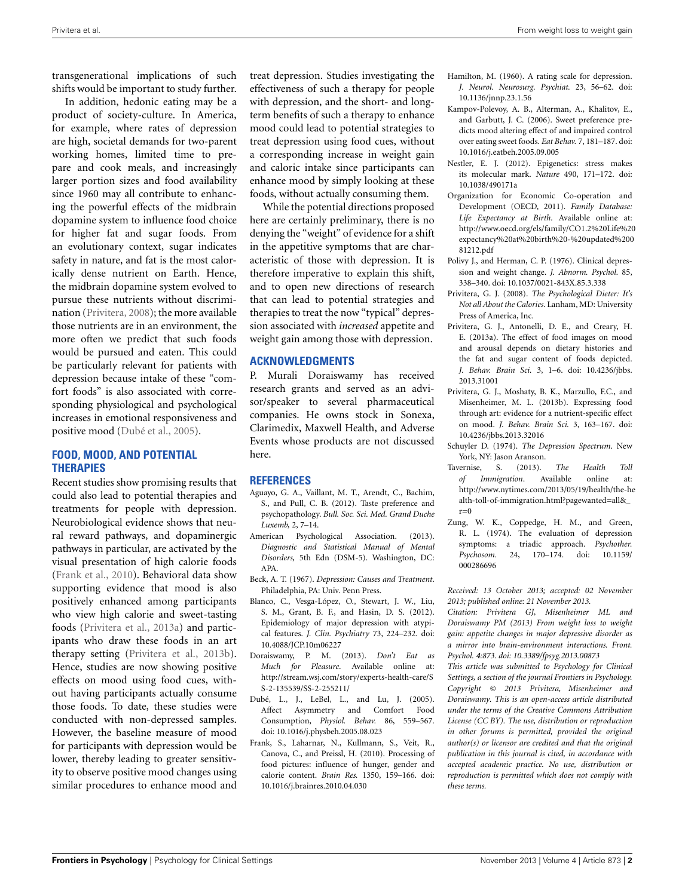transgenerational implications of such shifts would be important to study further.

In addition, hedonic eating may be a product of society-culture. In America, for example, where rates of depression are high, societal demands for two-parent working homes, limited time to prepare and cook meals, and increasingly larger portion sizes and food availability since 1960 may all contribute to enhancing the powerful effects of the midbrain dopamine system to influence food choice for higher fat and sugar foods. From an evolutionary context, sugar indicates safety in nature, and fat is the most calorically dense nutrient on Earth. Hence, the midbrain dopamine system evolved to pursue these nutrients without discrimination (Privitera, 2008); the more available those nutrients are in an environment, the more often we predict that such foods would be pursued and eaten. This could be particularly relevant for patients with depression because intake of these "comfort foods" is also associated with corresponding physiological and psychological increases in emotional responsiveness and positive mood (Dubé et al., 2005).

## FOOD, MOOD, AND POTENTIAL THERAPIES

Recent studies show promising results that could also lead to potential therapies and treatments for people with depression. Neurobiological evidence shows that neural reward pathways, and dopaminergic pathways in particular, are activated by the visual presentation of high calorie foods (Frank et al., 2010). Behavioral data show supporting evidence that mood is also positively enhanced among participants who view high calorie and sweet-tasting foods (Privitera et al., 2013a) and participants who draw these foods in an art therapy setting (Privitera et al., 2013b). Hence, studies are now showing positive effects on mood using food cues, without having participants actually consume those foods. To date, these studies were conducted with non-depressed samples. However, the baseline measure of mood for participants with depression would be lower, thereby leading to greater sensitivity to observe positive mood changes using similar procedures to enhance mood and treat depression. Studies investigating the effectiveness of such a therapy for people with depression, and the short- and long-term benefits of such a therapy to enhance mood could lead to potential strategies to treat depression using food cues, without a corresponding increase in weight gain and caloric intake since participants can enhance mood by simply looking at these foods, without actually consuming them.

While the potential directions proposed here are certainly preliminary, there is no denying the "weight" of evidence for a shift in the appetitive symptoms that are characteristic of those with depression. It is therefore imperative to explain this shift, and to open new directions of research that can lead to potential strategies and therapies to treat the now "typical" depression associated with *increased* appetite and weight gain among those with depression.

## ACKNOWLEDGMENTS

P. Murali Doraiswamy has received research grants and served as an advisor/speaker to several pharmaceutical companies. He owns stock in Sonexa, Clarimedix, Maxwell Health, and Adverse Events whose products are not discussed here.

## REFERENCES

Aguayo, G. A., Vaillant, M. T., Arendt, C., Bachim, S., and Pull, C. B. (2012). Taste preference and psychopathology. *Bull. Soc. Sci. Med. Grand Duche Luxemb*, 2, 7–14.

American Psychological Association. (2013). *Diagnostic and Statistical Manual of Mental Disorders*, 5th Edn (DSM-5). Washington, DC: APA.

Beck, A. T. (1967). *Depression: Causes and Treatment*. Philadelphia, PA: Univ. Penn Press.

Blanco, C., Vesga-López, O., Stewart, J. W., Liu, S. M., Grant, B. F., and Hasin, D. S. (2012). Epidemiology of major depression with atypical features. *J. Clin. Psychiatry* 73, 224–232. doi: 10.4088/JCP.10m06227

Doraiswamy, P. M. (2013). *Don't Eat as Much for Pleasure*. Available online at: http://stream.wsj.com/story/experts-health-care/SS-2-135539/SS-2-255211/

Dubé, L., J., LeBel, L., and Lu, J. (2005). Affect Asymmetry and Comfort Food Consumption, *Physiol. Behav.* 86, 559–567. doi: 10.1016/j.physbeh.2005.08.023

Frank, S., Laharnar, N., Kullmann, S., Veit, R., Canova, C., and Preissl, H. (2010). Processing of food pictures: influence of hunger, gender and calorie content. *Brain Res.* 1350, 159–166. doi: 10.1016/j.brainres.2010.04.030

Hamilton, M. (1960). A rating scale for depression. *J. Neurol. Neurosurg. Psychiat.* 23, 56–62. doi: 10.1136/jnnp.23.1.56

Kampov-Polevoy, A. B., Alterman, A., Khalitov, E., and Garbutt, J. C. (2006). Sweet preference predicts mood altering effect of and impaired control over eating sweet foods. *Eat Behav.* 7, 181–187. doi: 10.1016/j.eatbeh.2005.09.005

Nestler, E. J. (2012). Epigenetics: stress makes its molecular mark. *Nature* 490, 171–172. doi: 10.1038/490171a

Organization for Economic Co-operation and Development (OECD, 2011). *Family Database: Life Expectancy at Birth*. Available online at: http://www.oecd.org/els/family/CO1.2%20Life%20expectancy%20at%20birth%20-%20updated%20081212.pdf

Polivy J., and Herman, C. P. (1976). Clinical depression and weight change. *J. Abnorm. Psychol.* 85, 338–340. doi: 10.1037/0021-843X.85.3.338

Privitera, G. J. (2008). *The Psychological Dieter: It's Not all About the Calories*. Lanham, MD: University Press of America, Inc.

Privitera, G. J., Antonelli, D. E., and Creary, H. E. (2013a). The effect of food images on mood and arousal depends on dietary histories and the fat and sugar content of foods depicted. *J. Behav. Brain Sci.* 3, 1–6. doi: 10.4236/jbbs.2013.31001

Privitera, G. J., Moshaty, B. K., Marzullo, F.C., and Misenheimer, M. L. (2013b). Expressing food through art: evidence for a nutrient-specific effect on mood. *J. Behav. Brain Sci.* 3, 163–167. doi: 10.4236/jbbs.2013.32016

Schuyler D. (1974). *The Depression Spectrum*. New York, NY: Jason Aranson.

Tavernise, S. (2013). *The Health Toll of Immigration*. Available online at: http://www.nytimes.com/2013/05/19/health/the-health-toll-of-immigration.html?pagewanted=all&_r=0

Zung, W. K., Coppedge, H. M., and Green, R. L. (1974). The evaluation of depression symptoms: a triadic approach. *Psychother. Psychosom.* 24, 170–174. doi: 10.1159/000286696

*Received: 13 October 2013; accepted: 02 November 2013; published online: 21 November 2013.*

*Citation: Privitera GJ, Misenheimer ML and Doraiswamy PM (2013) From weight loss to weight gain: appetite changes in major depressive disorder as a mirror into brain-environment interactions. Front. Psychol. **4**:873. doi: 10.3389/fpsyg.2013.00873*

*This article was submitted to Psychology for Clinical Settings, a section of the journal Frontiers in Psychology.*

*Copyright © 2013 Privitera, Misenheimer and Doraiswamy. This is an open-access article distributed under the terms of the Creative Commons Attribution License (CC BY). The use, distribution or reproduction in other forums is permitted, provided the original author(s) or licensor are credited and that the original publication in this journal is cited, in accordance with accepted academic practice. No use, distribution or reproduction is permitted which does not comply with these terms.*